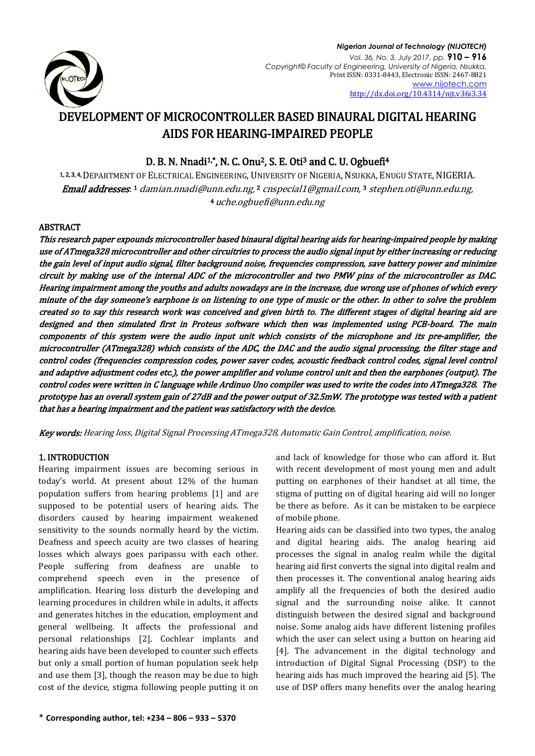# DEVELOPMENT OF MICROCONTROLLER BASED BINAURAL DIGITAL HEARING AIDS FOR HEARING-IMPAIRED PEOPLE

**D. B. N. Nnadi[1,*], N. C. Onu[2], S. E. Oti[3] and C. U. Ogbuefi[4]**

[1, 2, 3, 4,] DEPARTMENT OF ELECTRICAL ENGINEERING, UNIVERSITY OF NIGERIA, NSUKKA, ENUGU STATE, NIGERIA.

***Email addresses***: [1] *damian.nnadi@unn.edu.ng*, [2] *cnspecial1@gmail.com*, [3] *stephen.oti@unn.edu.ng*, [4] *uche.ogbuefi@unn.edu.ng*

## ABSTRACT

*This research paper expounds microcontroller based binaural digital hearing aids for hearing-impaired people by making use of ATmega328 microcontroller and other circuitries to process the audio signal input by either increasing or reducing the gain level of input audio signal, filter background noise, frequencies compression, save battery power and minimize circuit by making use of the internal ADC of the microcontroller and two PMW pins of the microcontroller as DAC. Hearing impairment among the youths and adults nowadays are in the increase, due wrong use of phones of which every minute of the day someone's earphone is on listening to one type of music or the other. In other to solve the problem created so to say this research work was conceived and given birth to. The different stages of digital hearing aid are designed and then simulated first in Proteus software which then was implemented using PCB-board. The main components of this system were the audio input unit which consists of the microphone and its pre-amplifier, the microcontroller (ATmega328) which consists of the ADC, the DAC and the audio signal processing, the filter stage and control codes (frequencies compression codes, power saver codes, acoustic feedback control codes, signal level control and adaptive adjustment codes etc.), the power amplifier and volume control unit and then the earphones (output). The control codes were written in C language while Ardinuo Uno compiler was used to write the codes into ATmega328. The prototype has an overall system gain of 27dB and the power output of 32.5mW. The prototype was tested with a patient that has a hearing impairment and the patient was satisfactory with the device.*

***Key words:*** *Hearing loss, Digital Signal Processing ATmega328, Automatic Gain Control, amplification, noise.*

## 1. INTRODUCTION

Hearing impairment issues are becoming serious in today's world. At present about 12% of the human population suffers from hearing problems [1] and are supposed to be potential users of hearing aids. The disorders caused by hearing impairment weakened sensitivity to the sounds normally heard by the victim. Deafness and speech acuity are two classes of hearing losses which always goes paripassu with each other. People suffering from deafness are unable to comprehend speech even in the presence of amplification. Hearing loss disturb the developing and learning procedures in children while in adults, it affects and generates hitches in the education, employment and general wellbeing. It affects the professional and personal relationships [2]. Cochlear implants and hearing aids have been developed to counter such effects but only a small portion of human population seek help and use them [3], though the reason may be due to high cost of the device, stigma following people putting it on and lack of knowledge for those who can afford it. But with recent development of most young men and adult putting on earphones of their handset at all time, the stigma of putting on of digital hearing aid will no longer be there as before. As it can be mistaken to be earpiece of mobile phone.

Hearing aids can be classified into two types, the analog and digital hearing aids. The analog hearing aid processes the signal in analog realm while the digital hearing aid first converts the signal into digital realm and then processes it. The conventional analog hearing aids amplify all the frequencies of both the desired audio signal and the surrounding noise alike. It cannot distinguish between the desired signal and background noise. Some analog aids have different listening profiles which the user can select using a button on hearing aid [4]. The advancement in the digital technology and introduction of Digital Signal Processing (DSP) to the hearing aids has much improved the hearing aid [5]. The use of DSP offers many benefits over the analog hearing

\* **Corresponding author, tel: +234 – 806 – 933 – 5370**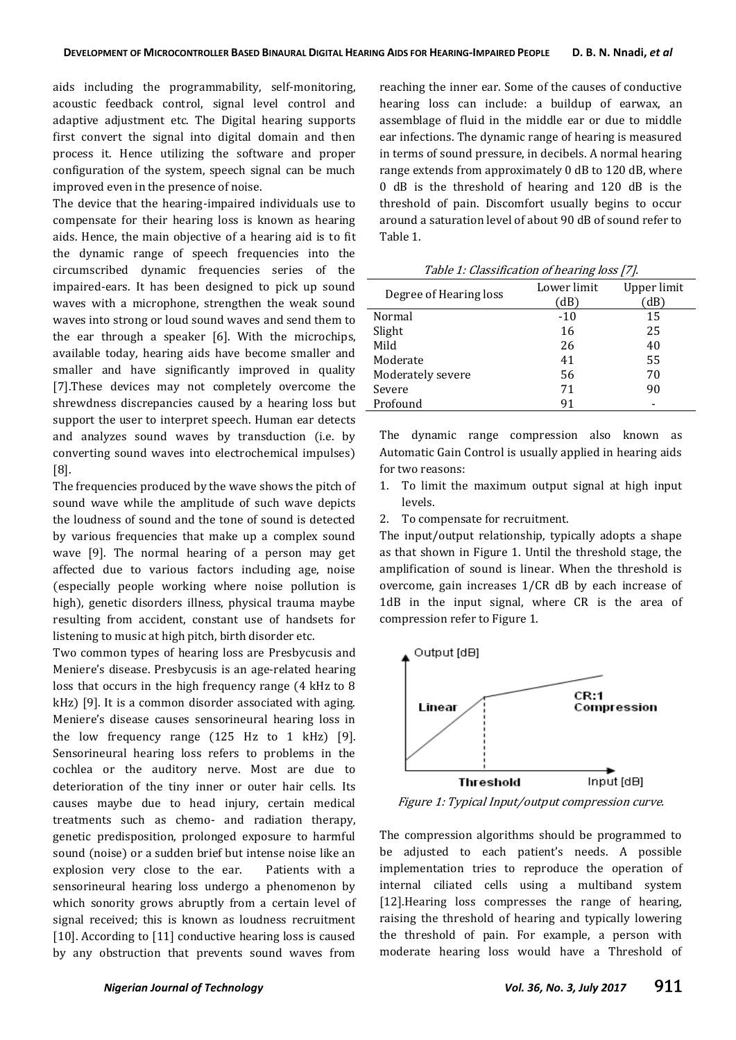aids including the programmability, self-monitoring, acoustic feedback control, signal level control and adaptive adjustment etc. The Digital hearing supports first convert the signal into digital domain and then process it. Hence utilizing the software and proper configuration of the system, speech signal can be much improved even in the presence of noise.

The device that the hearing-impaired individuals use to compensate for their hearing loss is known as hearing aids. Hence, the main objective of a hearing aid is to fit the dynamic range of speech frequencies into the circumscribed dynamic frequencies series of the impaired-ears. It has been designed to pick up sound waves with a microphone, strengthen the weak sound waves into strong or loud sound waves and send them to the ear through a speaker [6]. With the microchips, available today, hearing aids have become smaller and smaller and have significantly improved in quality [7].These devices may not completely overcome the shrewdness discrepancies caused by a hearing loss but support the user to interpret speech. Human ear detects and analyzes sound waves by transduction (i.e. by converting sound waves into electrochemical impulses) [8].

The frequencies produced by the wave shows the pitch of sound wave while the amplitude of such wave depicts the loudness of sound and the tone of sound is detected by various frequencies that make up a complex sound wave [9]. The normal hearing of a person may get affected due to various factors including age, noise (especially people working where noise pollution is high), genetic disorders illness, physical trauma maybe resulting from accident, constant use of handsets for listening to music at high pitch, birth disorder etc.

Two common types of hearing loss are Presbycusis and Meniere's disease. Presbycusis is an age-related hearing loss that occurs in the high frequency range (4 kHz to 8 kHz) [9]. It is a common disorder associated with aging. Meniere's disease causes sensorineural hearing loss in the low frequency range (125 Hz to 1 kHz) [9]. Sensorineural hearing loss refers to problems in the cochlea or the auditory nerve. Most are due to deterioration of the tiny inner or outer hair cells. Its causes maybe due to head injury, certain medical treatments such as chemo- and radiation therapy, genetic predisposition, prolonged exposure to harmful sound (noise) or a sudden brief but intense noise like an explosion very close to the ear. Patients with a sensorineural hearing loss undergo a phenomenon by which sonority grows abruptly from a certain level of signal received; this is known as loudness recruitment [10]. According to [11] conductive hearing loss is caused by any obstruction that prevents sound waves from reaching the inner ear. Some of the causes of conductive hearing loss can include: a buildup of earwax, an assemblage of fluid in the middle ear or due to middle ear infections. The dynamic range of hearing is measured in terms of sound pressure, in decibels. A normal hearing range extends from approximately 0 dB to 120 dB, where 0 dB is the threshold of hearing and 120 dB is the threshold of pain. Discomfort usually begins to occur around a saturation level of about 90 dB of sound refer to Table 1.

*Table 1: Classification of hearing loss [7].*

| Degree of Hearing loss | Lower limit (dB) | Upper limit (dB) |
|---|---|---|
| Normal | -10 | 15 |
| Slight | 16 | 25 |
| Mild | 26 | 40 |
| Moderate | 41 | 55 |
| Moderately severe | 56 | 70 |
| Severe | 71 | 90 |
| Profound | 91 | - |

The dynamic range compression also known as Automatic Gain Control is usually applied in hearing aids for two reasons:

1. To limit the maximum output signal at high input levels.
2. To compensate for recruitment.

The input/output relationship, typically adopts a shape as that shown in Figure 1. Until the threshold stage, the amplification of sound is linear. When the threshold is overcome, gain increases 1/CR dB by each increase of 1dB in the input signal, where CR is the area of compression refer to Figure 1.

*Figure 1: Typical Input/output compression curve.*

The compression algorithms should be programmed to be adjusted to each patient's needs. A possible implementation tries to reproduce the operation of internal ciliated cells using a multiband system [12].Hearing loss compresses the range of hearing, raising the threshold of hearing and typically lowering the threshold of pain. For example, a person with moderate hearing loss would have a Threshold of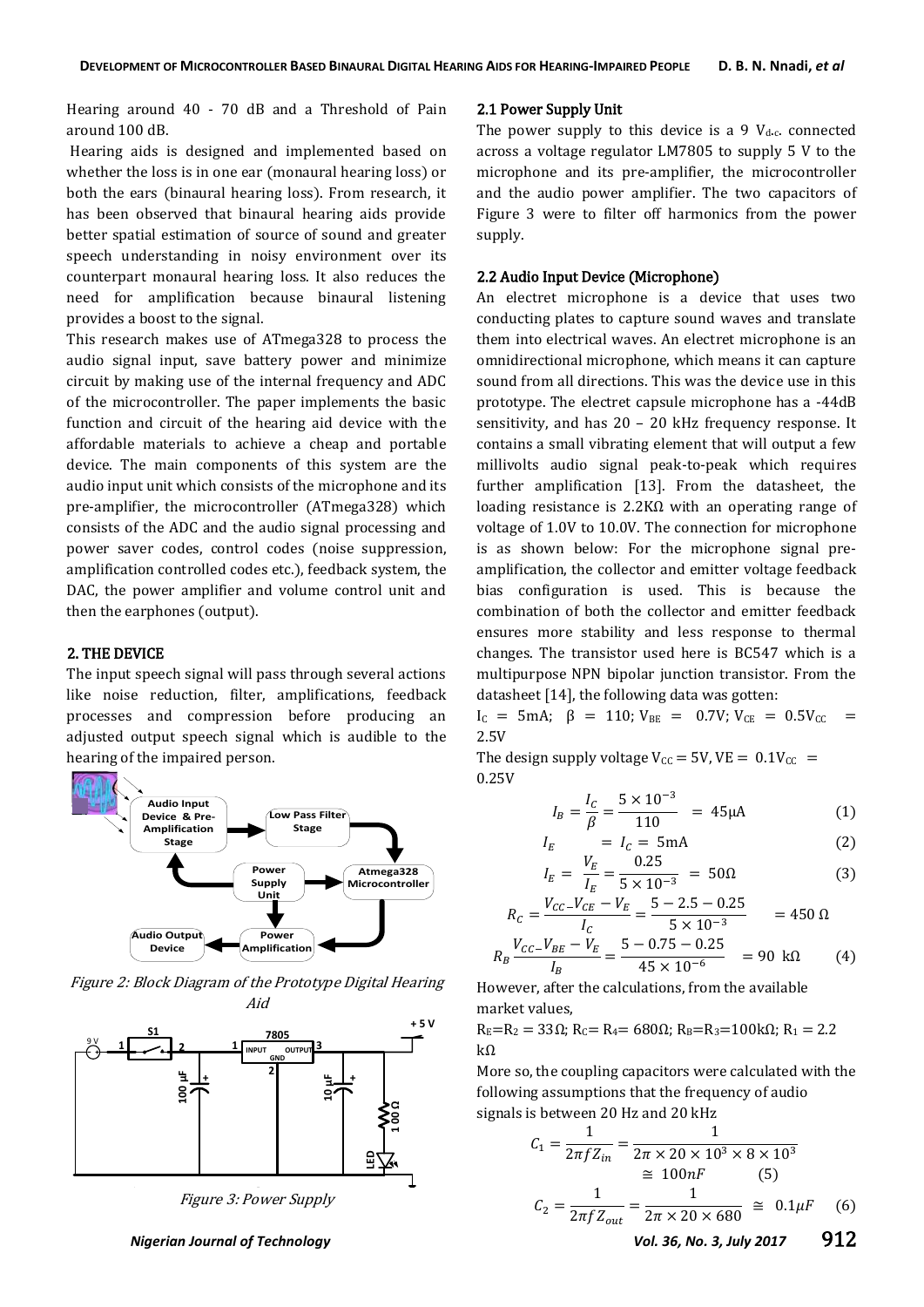Hearing around 40 - 70 dB and a Threshold of Pain around 100 dB.

Hearing aids is designed and implemented based on whether the loss is in one ear (monaural hearing loss) or both the ears (binaural hearing loss). From research, it has been observed that binaural hearing aids provide better spatial estimation of source of sound and greater speech understanding in noisy environment over its counterpart monaural hearing loss. It also reduces the need for amplification because binaural listening provides a boost to the signal.

This research makes use of ATmega328 to process the audio signal input, save battery power and minimize circuit by making use of the internal frequency and ADC of the microcontroller. The paper implements the basic function and circuit of the hearing aid device with the affordable materials to achieve a cheap and portable device. The main components of this system are the audio input unit which consists of the microphone and its pre-amplifier, the microcontroller (ATmega328) which consists of the ADC and the audio signal processing and power saver codes, control codes (noise suppression, amplification controlled codes etc.), feedback system, the DAC, the power amplifier and volume control unit and then the earphones (output).

## 2. THE DEVICE

The input speech signal will pass through several actions like noise reduction, filter, amplifications, feedback processes and compression before producing an adjusted output speech signal which is audible to the hearing of the impaired person.

*Figure 2: Block Diagram of the Prototype Digital Hearing Aid*

*Figure 3: Power Supply*

### 2.1 Power Supply Unit

The power supply to this device is a 9 $V_{d.c.}$ connected across a voltage regulator LM7805 to supply 5 V to the microphone and its pre-amplifier, the microcontroller and the audio power amplifier. The two capacitors of Figure 3 were to filter off harmonics from the power supply.

### 2.2 Audio Input Device (Microphone)

An electret microphone is a device that uses two conducting plates to capture sound waves and translate them into electrical waves. An electret microphone is an omnidirectional microphone, which means it can capture sound from all directions. This was the device use in this prototype. The electret capsule microphone has a -44dB sensitivity, and has 20 – 20 kHz frequency response. It contains a small vibrating element that will output a few millivolts audio signal peak-to-peak which requires further amplification [13]. From the datasheet, the loading resistance is 2.2KΩ with an operating range of voltage of 1.0V to 10.0V. The connection for microphone is as shown below: For the microphone signal pre-amplification, the collector and emitter voltage feedback bias configuration is used. This is because the combination of both the collector and emitter feedback ensures more stability and less response to thermal changes. The transistor used here is BC547 which is a multipurpose NPN bipolar junction transistor. From the datasheet [14], the following data was gotten:

$I_C = 5mA$; $\beta = 110$; $V_{BE} = 0.7V$; $V_{CE} = 0.5V_{CC} = 2.5V$

The design supply voltage $V_{CC} = 5V$, $VE = 0.1V_{CC} = 0.25V$

$$I_B = \frac{I_C}{\beta} = \frac{5 \times 10^{-3}}{110} = 45\mu A \quad (1)$$

$$I_E = I_C = 5mA \quad (2)$$

$$I_E = \frac{V_E}{I_E} = \frac{0.25}{5 \times 10^{-3}} = 50\Omega \quad (3)$$

$$R_C = \frac{V_{CC} - V_{CE} - V_E}{I_C} = \frac{5 - 2.5 - 0.25}{5 \times 10^{-3}} = 450\ \Omega$$

$$R_B \frac{V_{CC} - V_{BE} - V_E}{I_B} = \frac{5 - 0.75 - 0.25}{45 \times 10^{-6}} = 90\ k\Omega \quad (4)$$

However, after the calculations, from the available market values,

$R_E = R_2 = 33\Omega$; $R_C = R_4 = 680\Omega$; $R_B = R_3 = 100k\Omega$; $R_1 = 2.2\ k\Omega$

More so, the coupling capacitors were calculated with the following assumptions that the frequency of audio signals is between 20 Hz and 20 kHz

$$C_1 = \frac{1}{2\pi f Z_{in}} = \frac{1}{2\pi \times 20 \times 10^3 \times 8 \times 10^3} \cong 100nF \quad (5)$$

$$C_2 = \frac{1}{2\pi f Z_{out}} = \frac{1}{2\pi \times 20 \times 680} \cong 0.1\mu F \quad (6)$$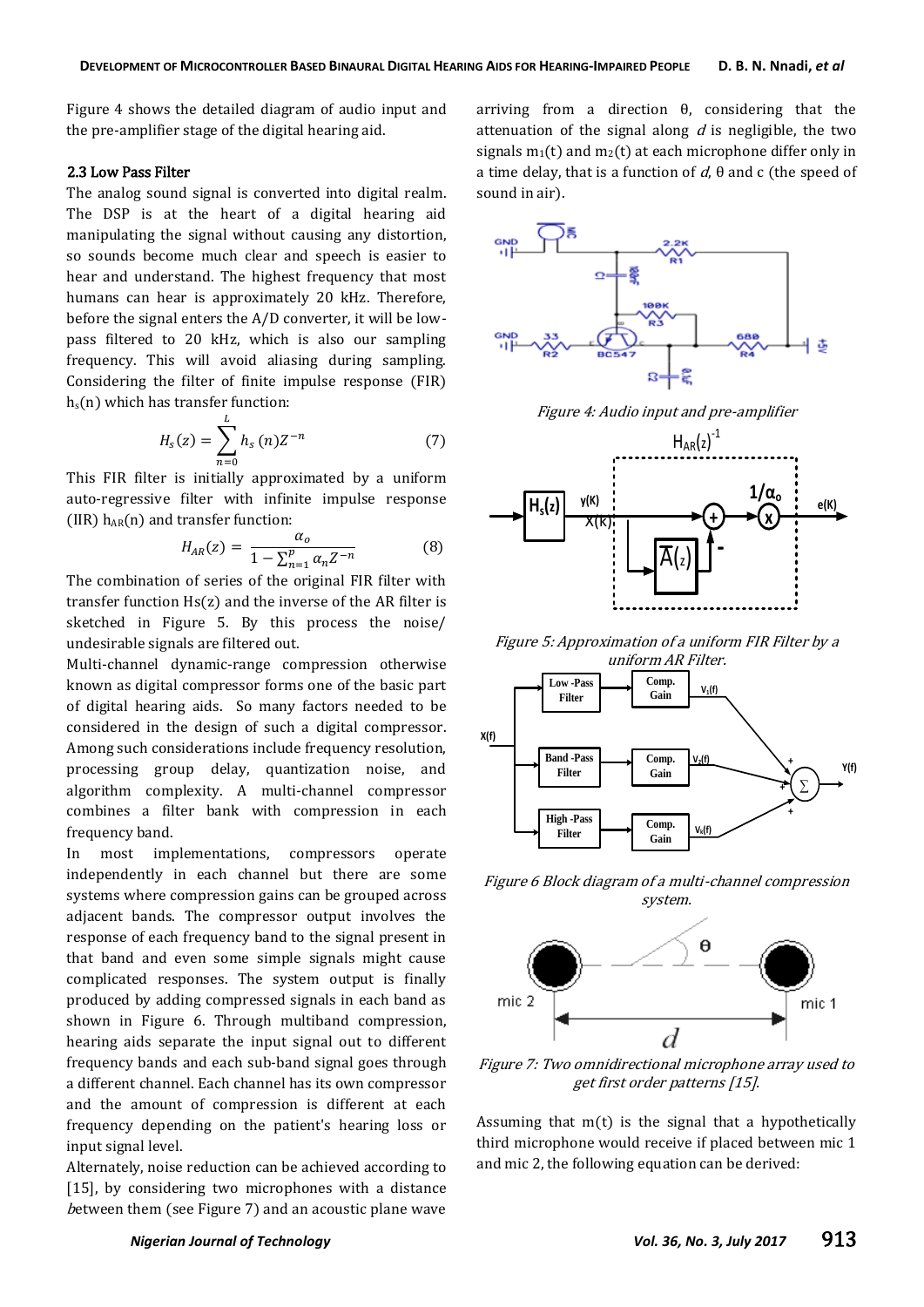Figure 4 shows the detailed diagram of audio input and the pre-amplifier stage of the digital hearing aid.

### 2.3 Low Pass Filter

The analog sound signal is converted into digital realm. The DSP is at the heart of a digital hearing aid manipulating the signal without causing any distortion, so sounds become much clear and speech is easier to hear and understand. The highest frequency that most humans can hear is approximately 20 kHz. Therefore, before the signal enters the A/D converter, it will be low-pass filtered to 20 kHz, which is also our sampling frequency. This will avoid aliasing during sampling. Considering the filter of finite impulse response (FIR) $h_s(n)$ which has transfer function:

$$H_s(z) = \sum_{n=0}^{L} h_s(n)Z^{-n} \qquad (7)$$

This FIR filter is initially approximated by a uniform auto-regressive filter with infinite impulse response (IIR) $h_{AR}(n)$ and transfer function:

$$H_{AR}(z) = \frac{\alpha_o}{1 - \sum_{n=1}^{p} \alpha_n Z^{-n}} \qquad (8)$$

The combination of series of the original FIR filter with transfer function Hs(z) and the inverse of the AR filter is sketched in Figure 5. By this process the noise/ undesirable signals are filtered out.

Multi-channel dynamic-range compression otherwise known as digital compressor forms one of the basic part of digital hearing aids. So many factors needed to be considered in the design of such a digital compressor. Among such considerations include frequency resolution, processing group delay, quantization noise, and algorithm complexity. A multi-channel compressor combines a filter bank with compression in each frequency band.

In most implementations, compressors operate independently in each channel but there are some systems where compression gains can be grouped across adjacent bands. The compressor output involves the response of each frequency band to the signal present in that band and even some simple signals might cause complicated responses. The system output is finally produced by adding compressed signals in each band as shown in Figure 6. Through multiband compression, hearing aids separate the input signal out to different frequency bands and each sub-band signal goes through a different channel. Each channel has its own compressor and the amount of compression is different at each frequency depending on the patient's hearing loss or input signal level.

Alternately, noise reduction can be achieved according to [15], by considering two microphones with a distance *b*etween them (see Figure 7) and an acoustic plane wave arriving from a direction θ, considering that the attenuation of the signal along *d* is negligible, the two signals $m_1(t)$ and $m_2(t)$ at each microphone differ only in a time delay, that is a function of *d*, θ and c (the speed of sound in air).

*Figure 4: Audio input and pre-amplifier*

*Figure 5: Approximation of a uniform FIR Filter by a uniform AR Filter.*

*Figure 6 Block diagram of a multi-channel compression system.*

*Figure 7: Two omnidirectional microphone array used to get first order patterns [15].*

Assuming that m(t) is the signal that a hypothetically third microphone would receive if placed between mic 1 and mic 2, the following equation can be derived: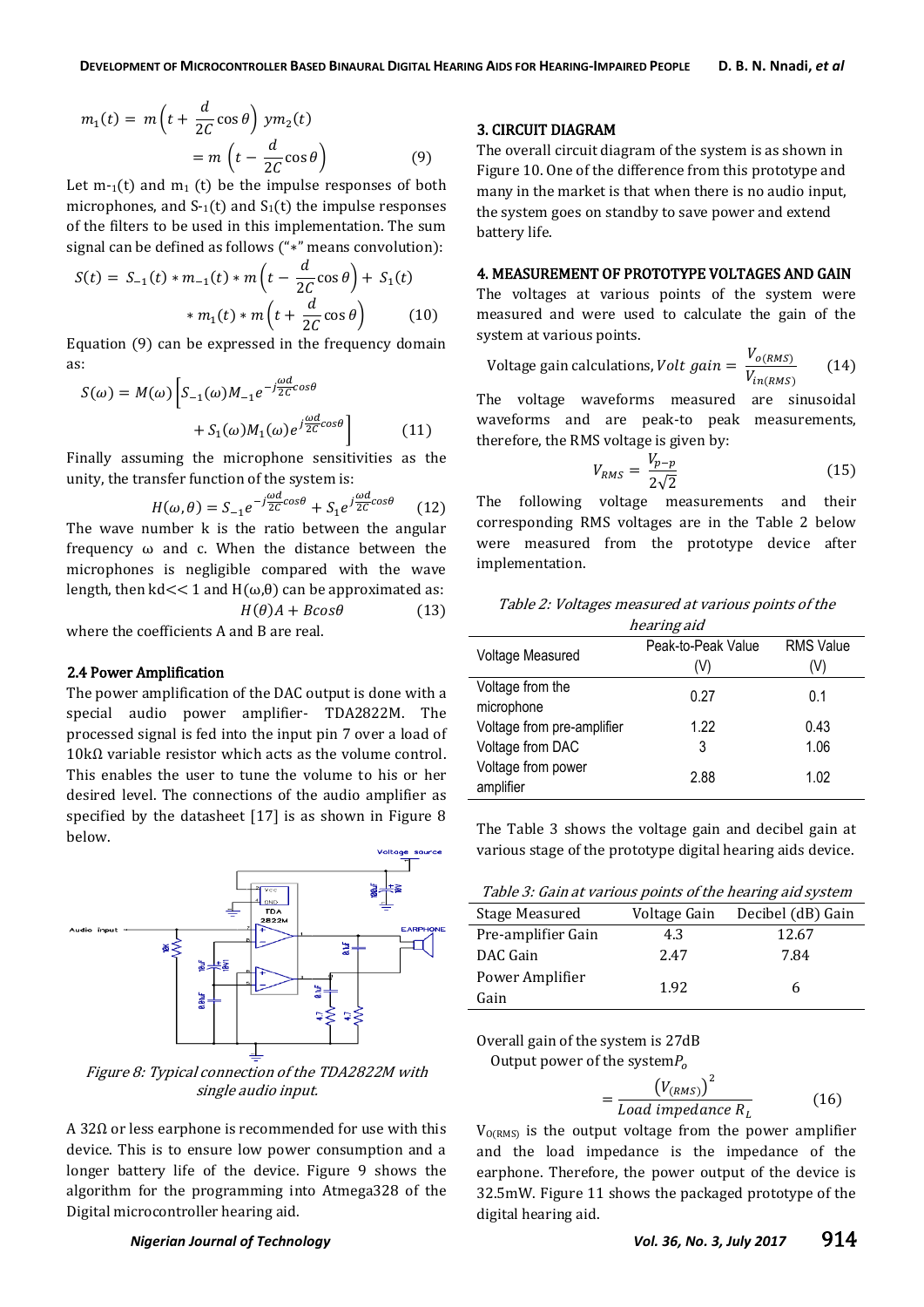$$m_1(t) = m\left(t + \frac{d}{2C}\cos\theta\right) \; ym_2(t)$$
$$= m\left(t - \frac{d}{2C}\cos\theta\right) \qquad (9)$$

Let $m_{-1}(t)$ and $m_1(t)$ be the impulse responses of both microphones, and $S_{-1}(t)$ and $S_1(t)$ the impulse responses of the filters to be used in this implementation. The sum signal can be defined as follows ("∗" means convolution):

$$S(t) = S_{-1}(t) * m_{-1}(t) * m\left(t - \frac{d}{2C}\cos\theta\right) + S_1(t) * m_1(t) * m\left(t + \frac{d}{2C}\cos\theta\right) \qquad (10)$$

Equation (9) can be expressed in the frequency domain as:

$$S(\omega) = M(\omega)\left[S_{-1}(\omega)M_{-1}e^{-j\frac{\omega d}{2C}\cos\theta} + S_1(\omega)M_1(\omega)e^{j\frac{\omega d}{2C}\cos\theta}\right] \qquad (11)$$

Finally assuming the microphone sensitivities as the unity, the transfer function of the system is:

$$H(\omega,\theta) = S_{-1}e^{-j\frac{\omega d}{2C}\cos\theta} + S_1 e^{j\frac{\omega d}{2C}\cos\theta} \qquad (12)$$

The wave number k is the ratio between the angular frequency ω and c. When the distance between the microphones is negligible compared with the wave length, then kd<< 1 and H(ω,θ) can be approximated as:

$$H(\theta)A + B\cos\theta \qquad (13)$$

where the coefficients A and B are real.

### 2.4 Power Amplification

The power amplification of the DAC output is done with a special audio power amplifier- TDA2822M. The processed signal is fed into the input pin 7 over a load of 10kΩ variable resistor which acts as the volume control. This enables the user to tune the volume to his or her desired level. The connections of the audio amplifier as specified by the datasheet [17] is as shown in Figure 8 below.

*Figure 8: Typical connection of the TDA2822M with single audio input.*

A 32Ω or less earphone is recommended for use with this device. This is to ensure low power consumption and a longer battery life of the device. Figure 9 shows the algorithm for the programming into Atmega328 of the Digital microcontroller hearing aid.

## 3. CIRCUIT DIAGRAM

The overall circuit diagram of the system is as shown in Figure 10. One of the difference from this prototype and many in the market is that when there is no audio input, the system goes on standby to save power and extend battery life.

## 4. MEASUREMENT OF PROTOTYPE VOLTAGES AND GAIN

The voltages at various points of the system were measured and were used to calculate the gain of the system at various points.

$$\text{Voltage gain calculations}, Volt\ gain = \frac{V_{o(RMS)}}{V_{in(RMS)}} \qquad (14)$$

The voltage waveforms measured are sinusoidal waveforms and are peak-to peak measurements, therefore, the RMS voltage is given by:

$$V_{RMS} = \frac{V_{p-p}}{2\sqrt{2}} \qquad (15)$$

The following voltage measurements and their corresponding RMS voltages are in the Table 2 below were measured from the prototype device after implementation.

*Table 2: Voltages measured at various points of the hearing aid*

| Voltage Measured | Peak-to-Peak Value (V) | RMS Value (V) |
|---|---|---|
| Voltage from the microphone | 0.27 | 0.1 |
| Voltage from pre-amplifier | 1.22 | 0.43 |
| Voltage from DAC | 3 | 1.06 |
| Voltage from power amplifier | 2.88 | 1.02 |

The Table 3 shows the voltage gain and decibel gain at various stage of the prototype digital hearing aids device.

*Table 3: Gain at various points of the hearing aid system*

| Stage Measured | Voltage Gain | Decibel (dB) Gain |
|---|---|---|
| Pre-amplifier Gain | 4.3 | 12.67 |
| DAC Gain | 2.47 | 7.84 |
| Power Amplifier Gain | 1.92 | 6 |

Overall gain of the system is 27dB

Output power of the system $P_o$

$$= \frac{\left(V_{(RMS)}\right)^2}{Load\ impedance\ R_L} \qquad (16)$$

$V_{O(RMS)}$ is the output voltage from the power amplifier and the load impedance is the impedance of the earphone. Therefore, the power output of the device is 32.5mW. Figure 11 shows the packaged prototype of the digital hearing aid.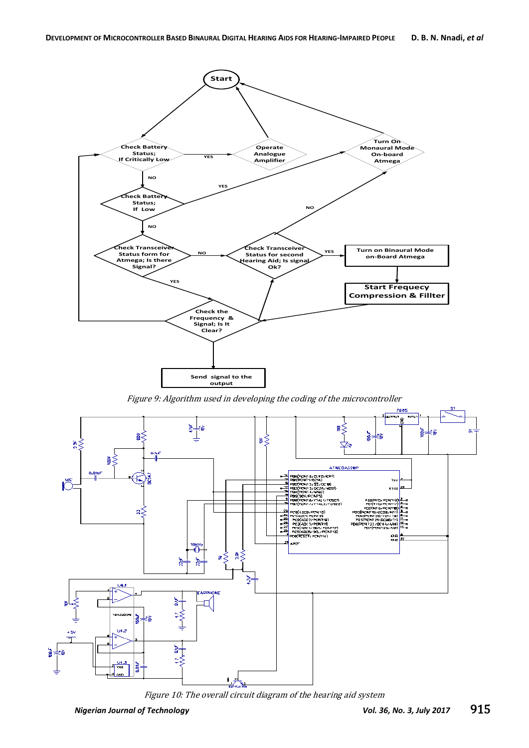Figure 9: Algorithm used in developing the coding of the microcontroller

Figure 10: The overall circuit diagram of the hearing aid system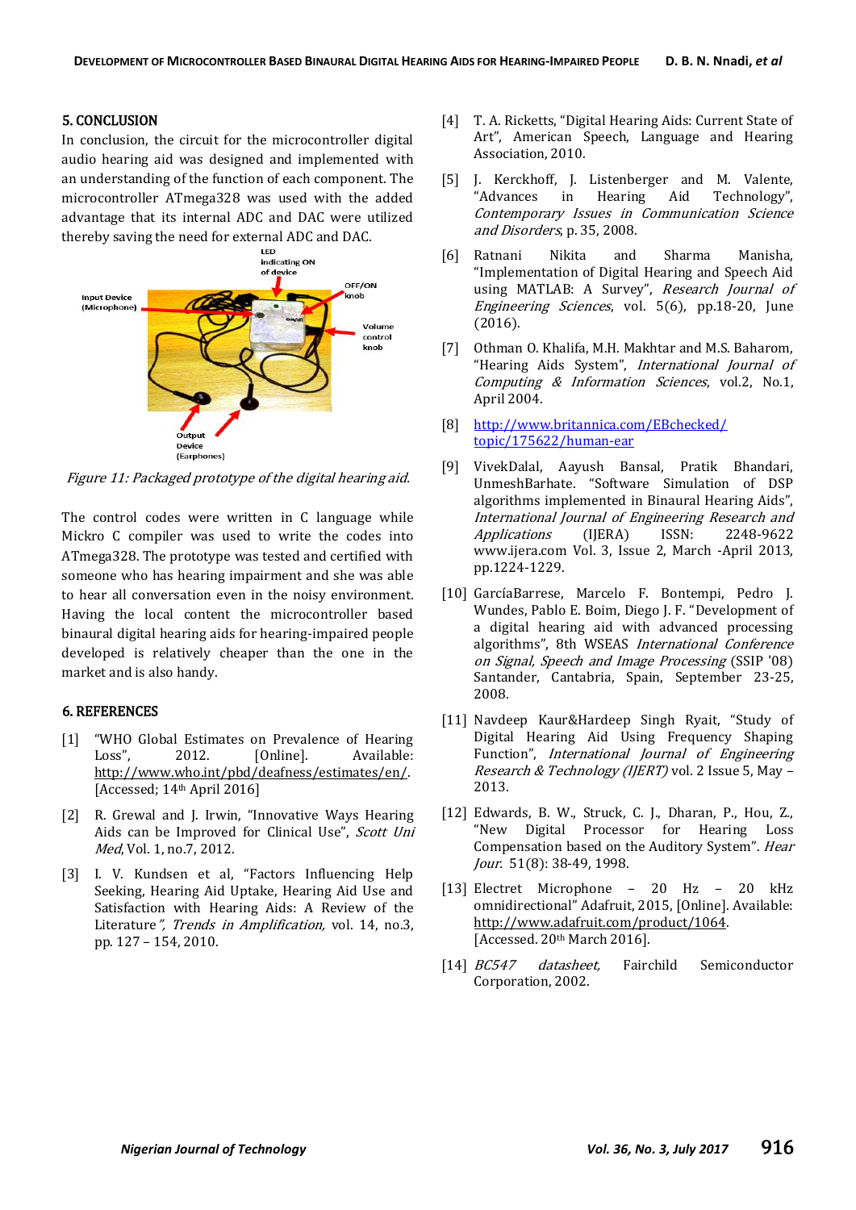## 5. CONCLUSION

In conclusion, the circuit for the microcontroller digital audio hearing aid was designed and implemented with an understanding of the function of each component. The microcontroller ATmega328 was used with the added advantage that its internal ADC and DAC were utilized thereby saving the need for external ADC and DAC.

LED indicating ON of device

OFF/ON knob

Input Device (Microphone)

Volume control knob

Output Device (Earphones)

*Figure 11: Packaged prototype of the digital hearing aid.*

The control codes were written in C language while Mickro C compiler was used to write the codes into ATmega328. The prototype was tested and certified with someone who has hearing impairment and she was able to hear all conversation even in the noisy environment. Having the local content the microcontroller based binaural digital hearing aids for hearing-impaired people developed is relatively cheaper than the one in the market and is also handy.

## 6. REFERENCES

[1] "WHO Global Estimates on Prevalence of Hearing Loss", 2012. [Online]. Available: http://www.who.int/pbd/deafness/estimates/en/. [Accessed; 14th April 2016]

[2] R. Grewal and J. Irwin, "Innovative Ways Hearing Aids can be Improved for Clinical Use", *Scott Uni Med*, Vol. 1, no.7, 2012.

[3] I. V. Kundsen et al, "Factors Influencing Help Seeking, Hearing Aid Uptake, Hearing Aid Use and Satisfaction with Hearing Aids: A Review of the Literature*", Trends in Amplification,* vol. 14, no.3, pp. 127 – 154, 2010.

[4] T. A. Ricketts, "Digital Hearing Aids: Current State of Art", American Speech, Language and Hearing Association, 2010.

[5] J. Kerckhoff, J. Listenberger and M. Valente, "Advances in Hearing Aid Technology", *Contemporary Issues in Communication Science and Disorders*, p. 35, 2008.

[6] Ratnani Nikita and Sharma Manisha, "Implementation of Digital Hearing and Speech Aid using MATLAB: A Survey", *Research Journal of Engineering Sciences*, vol. 5(6), pp.18-20, June (2016).

[7] Othman O. Khalifa, M.H. Makhtar and M.S. Baharom, "Hearing Aids System", *International Journal of Computing & Information Sciences*, vol.2, No.1, April 2004.

[8] http://www.britannica.com/EBchecked/topic/175622/human-ear

[9] VivekDalal, Aayush Bansal, Pratik Bhandari, UnmeshBarhate. "Software Simulation of DSP algorithms implemented in Binaural Hearing Aids", *International Journal of Engineering Research and Applications* (IJERA) ISSN: 2248-9622 www.ijera.com Vol. 3, Issue 2, March -April 2013, pp.1224-1229.

[10] GarcíaBarrese, Marcelo F. Bontempi, Pedro J. Wundes, Pablo E. Boim, Diego J. F. "Development of a digital hearing aid with advanced processing algorithms", 8th WSEAS *International Conference on Signal, Speech and Image Processing* (SSIP '08) Santander, Cantabria, Spain, September 23-25, 2008.

[11] Navdeep Kaur&Hardeep Singh Ryait, "Study of Digital Hearing Aid Using Frequency Shaping Function", *International Journal of Engineering Research & Technology (IJERT)* vol. 2 Issue 5, May – 2013.

[12] Edwards, B. W., Struck, C. J., Dharan, P., Hou, Z., "New Digital Processor for Hearing Loss Compensation based on the Auditory System". *Hear Jour.* 51(8): 38-49, 1998.

[13] Electret Microphone – 20 Hz – 20 kHz omnidirectional" Adafruit, 2015, [Online]. Available: http://www.adafruit.com/product/1064. [Accessed. 20th March 2016].

[14] *BC547 datasheet,* Fairchild Semiconductor Corporation, 2002.